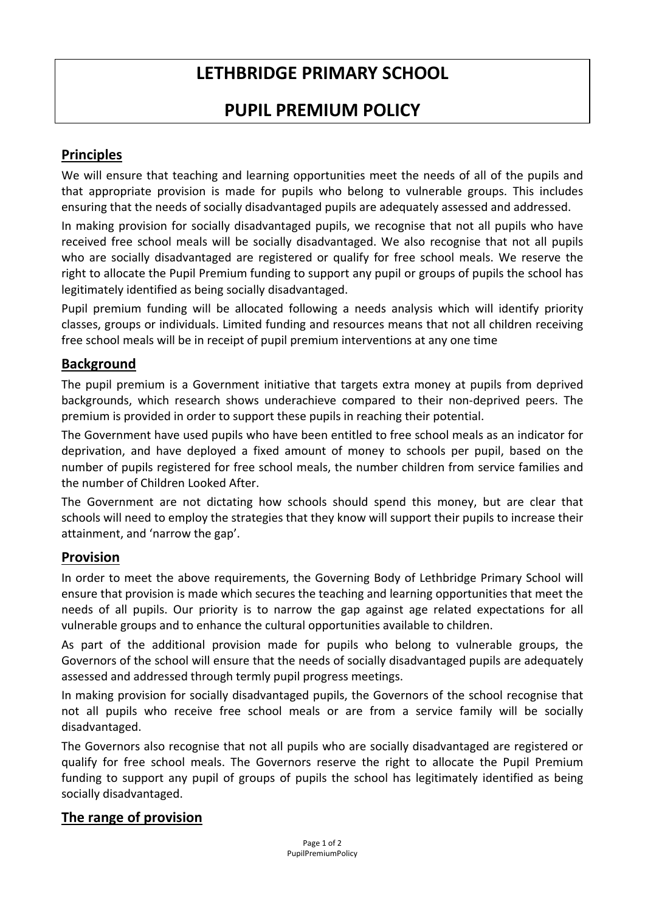# LETHBRIDGE PRIMARY SCHOOL

# PUPIL PREMIUM POLICY

## Principles

We will ensure that teaching and learning opportunities meet the needs of all of the pupils and that appropriate provision is made for pupils who belong to vulnerable groups. This includes ensuring that the needs of socially disadvantaged pupils are adequately assessed and addressed.

In making provision for socially disadvantaged pupils, we recognise that not all pupils who have received free school meals will be socially disadvantaged. We also recognise that not all pupils who are socially disadvantaged are registered or qualify for free school meals. We reserve the right to allocate the Pupil Premium funding to support any pupil or groups of pupils the school has legitimately identified as being socially disadvantaged.

Pupil premium funding will be allocated following a needs analysis which will identify priority classes, groups or individuals. Limited funding and resources means that not all children receiving free school meals will be in receipt of pupil premium interventions at any one time

## Background

The pupil premium is a Government initiative that targets extra money at pupils from deprived backgrounds, which research shows underachieve compared to their non-deprived peers. The premium is provided in order to support these pupils in reaching their potential.

The Government have used pupils who have been entitled to free school meals as an indicator for deprivation, and have deployed a fixed amount of money to schools per pupil, based on the number of pupils registered for free school meals, the number children from service families and the number of Children Looked After.

The Government are not dictating how schools should spend this money, but are clear that schools will need to employ the strategies that they know will support their pupils to increase their attainment, and 'narrow the gap'.

## Provision

In order to meet the above requirements, the Governing Body of Lethbridge Primary School will ensure that provision is made which secures the teaching and learning opportunities that meet the needs of all pupils. Our priority is to narrow the gap against age related expectations for all vulnerable groups and to enhance the cultural opportunities available to children.

As part of the additional provision made for pupils who belong to vulnerable groups, the Governors of the school will ensure that the needs of socially disadvantaged pupils are adequately assessed and addressed through termly pupil progress meetings.

In making provision for socially disadvantaged pupils, the Governors of the school recognise that not all pupils who receive free school meals or are from a service family will be socially disadvantaged.

The Governors also recognise that not all pupils who are socially disadvantaged are registered or qualify for free school meals. The Governors reserve the right to allocate the Pupil Premium funding to support any pupil of groups of pupils the school has legitimately identified as being socially disadvantaged.

## The range of provision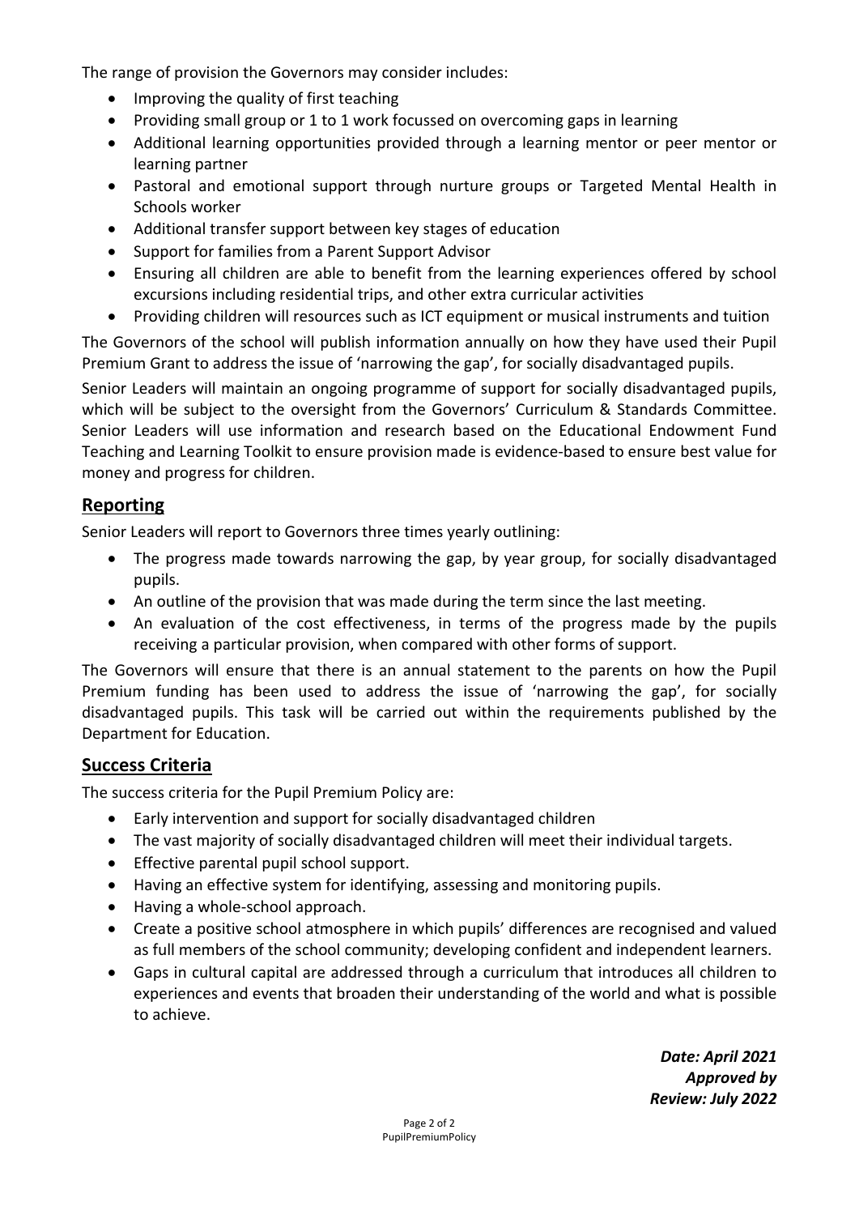The range of provision the Governors may consider includes:

- Improving the quality of first teaching
- Providing small group or 1 to 1 work focussed on overcoming gaps in learning
- Additional learning opportunities provided through a learning mentor or peer mentor or learning partner
- Pastoral and emotional support through nurture groups or Targeted Mental Health in Schools worker
- Additional transfer support between key stages of education
- Support for families from a Parent Support Advisor
- Ensuring all children are able to benefit from the learning experiences offered by school excursions including residential trips, and other extra curricular activities
- Providing children will resources such as ICT equipment or musical instruments and tuition

The Governors of the school will publish information annually on how they have used their Pupil Premium Grant to address the issue of 'narrowing the gap', for socially disadvantaged pupils.

Senior Leaders will maintain an ongoing programme of support for socially disadvantaged pupils, which will be subject to the oversight from the Governors' Curriculum & Standards Committee. Senior Leaders will use information and research based on the Educational Endowment Fund Teaching and Learning Toolkit to ensure provision made is evidence-based to ensure best value for money and progress for children.

## Reporting

Senior Leaders will report to Governors three times yearly outlining:

- The progress made towards narrowing the gap, by year group, for socially disadvantaged pupils.
- An outline of the provision that was made during the term since the last meeting.
- An evaluation of the cost effectiveness, in terms of the progress made by the pupils receiving a particular provision, when compared with other forms of support.

The Governors will ensure that there is an annual statement to the parents on how the Pupil Premium funding has been used to address the issue of 'narrowing the gap', for socially disadvantaged pupils. This task will be carried out within the requirements published by the Department for Education.

## Success Criteria

The success criteria for the Pupil Premium Policy are:

- Early intervention and support for socially disadvantaged children
- The vast majority of socially disadvantaged children will meet their individual targets.
- Effective parental pupil school support.
- Having an effective system for identifying, assessing and monitoring pupils.
- Having a whole-school approach.
- Create a positive school atmosphere in which pupils' differences are recognised and valued as full members of the school community; developing confident and independent learners.
- Gaps in cultural capital are addressed through a curriculum that introduces all children to experiences and events that broaden their understanding of the world and what is possible to achieve.

***Date: April 2021***
***Approved by***
***Review: July 2022***